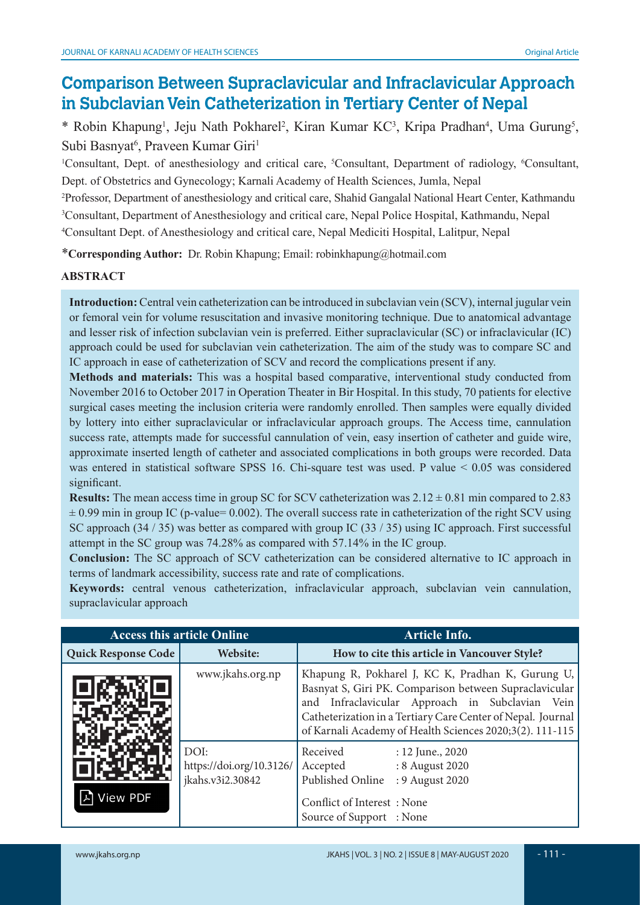# Comparison Between Supraclavicular and Infraclavicular Approach in Subclavian Vein Catheterization in Tertiary Center of Nepal

* Robin Khapung[1], Jeju Nath Pokharel[2], Kiran Kumar KC[3], Kripa Pradhan[4], Uma Gurung[5], Subi Basnyat[6], Praveen Kumar Giri[1]

[1]Consultant, Dept. of anesthesiology and critical care, [5]Consultant, Department of radiology, [6]Consultant, Dept. of Obstetrics and Gynecology; Karnali Academy of Health Sciences, Jumla, Nepal

[2]Professor, Department of anesthesiology and critical care, Shahid Gangalal National Heart Center, Kathmandu

[3]Consultant, Department of Anesthesiology and critical care, Nepal Police Hospital, Kathmandu, Nepal

[4]Consultant Dept. of Anesthesiology and critical care, Nepal Mediciti Hospital, Lalitpur, Nepal

***Corresponding Author:** Dr. Robin Khapung; Email: robinkhapung@hotmail.com

## ABSTRACT

**Introduction:** Central vein catheterization can be introduced in subclavian vein (SCV), internal jugular vein or femoral vein for volume resuscitation and invasive monitoring technique. Due to anatomical advantage and lesser risk of infection subclavian vein is preferred. Either supraclavicular (SC) or infraclavicular (IC) approach could be used for subclavian vein catheterization. The aim of the study was to compare SC and IC approach in ease of catheterization of SCV and record the complications present if any.

**Methods and materials:** This was a hospital based comparative, interventional study conducted from November 2016 to October 2017 in Operation Theater in Bir Hospital. In this study, 70 patients for elective surgical cases meeting the inclusion criteria were randomly enrolled. Then samples were equally divided by lottery into either supraclavicular or infraclavicular approach groups. The Access time, cannulation success rate, attempts made for successful cannulation of vein, easy insertion of catheter and guide wire, approximate inserted length of catheter and associated complications in both groups were recorded. Data was entered in statistical software SPSS 16. Chi-square test was used. P value $< 0.05$ was considered significant.

**Results:** The mean access time in group SC for SCV catheterization was $2.12 \pm 0.81$ min compared to $2.83 \pm 0.99$ min in group IC (p-value= 0.002). The overall success rate in catheterization of the right SCV using SC approach (34 / 35) was better as compared with group IC (33 / 35) using IC approach. First successful attempt in the SC group was 74.28% as compared with 57.14% in the IC group.

**Conclusion:** The SC approach of SCV catheterization can be considered alternative to IC approach in terms of landmark accessibility, success rate and rate of complications.

**Keywords:** central venous catheterization, infraclavicular approach, subclavian vein cannulation, supraclavicular approach

| Access this article Online | | Article Info. |
|---|---|---|
| Quick Response Code | Website: | How to cite this article in Vancouver Style? |
| | www.jkahs.org.np | Khapung R, Pokharel J, KC K, Pradhan K, Gurung U, Basnyat S, Giri PK. Comparison between Supraclavicular and Infraclavicular Approach in Subclavian Vein Catheterization in a Tertiary Care Center of Nepal. Journal of Karnali Academy of Health Sciences 2020;3(2). 111-115 |
| View PDF | DOI: https://doi.org/10.3126/jkahs.v3i2.30842 | Received : 12 June., 2020<br>Accepted : 8 August 2020<br>Published Online : 9 August 2020<br>Conflict of Interest : None<br>Source of Support : None |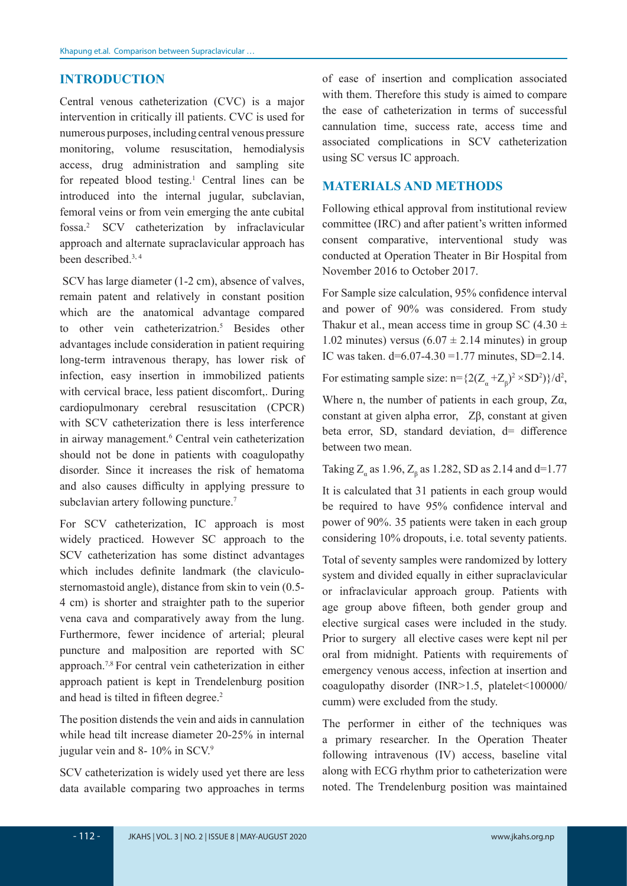## INTRODUCTION

Central venous catheterization (CVC) is a major intervention in critically ill patients. CVC is used for numerous purposes, including central venous pressure monitoring, volume resuscitation, hemodialysis access, drug administration and sampling site for repeated blood testing.[1] Central lines can be introduced into the internal jugular, subclavian, femoral veins or from vein emerging the ante cubital fossa.[2] SCV catheterization by infraclavicular approach and alternate supraclavicular approach has been described.[3, 4]

SCV has large diameter (1-2 cm), absence of valves, remain patent and relatively in constant position which are the anatomical advantage compared to other vein catheterizatrion.[5] Besides other advantages include consideration in patient requiring long-term intravenous therapy, has lower risk of infection, easy insertion in immobilized patients with cervical brace, less patient discomfort,. During cardiopulmonary cerebral resuscitation (CPCR) with SCV catheterization there is less interference in airway management.[6] Central vein catheterization should not be done in patients with coagulopathy disorder. Since it increases the risk of hematoma and also causes difficulty in applying pressure to subclavian artery following puncture.[7]

For SCV catheterization, IC approach is most widely practiced. However SC approach to the SCV catheterization has some distinct advantages which includes definite landmark (the claviculo-sternomastoid angle), distance from skin to vein (0.5-4 cm) is shorter and straighter path to the superior vena cava and comparatively away from the lung. Furthermore, fewer incidence of arterial; pleural puncture and malposition are reported with SC approach.[7,8] For central vein catheterization in either approach patient is kept in Trendelenburg position and head is tilted in fifteen degree.[2]

The position distends the vein and aids in cannulation while head tilt increase diameter 20-25% in internal jugular vein and 8- 10% in SCV.[9]

SCV catheterization is widely used yet there are less data available comparing two approaches in terms of ease of insertion and complication associated with them. Therefore this study is aimed to compare the ease of catheterization in terms of successful cannulation time, success rate, access time and associated complications in SCV catheterization using SC versus IC approach.

## MATERIALS AND METHODS

Following ethical approval from institutional review committee (IRC) and after patient's written informed consent comparative, interventional study was conducted at Operation Theater in Bir Hospital from November 2016 to October 2017.

For Sample size calculation, 95% confidence interval and power of 90% was considered. From study Thakur et al., mean access time in group SC (4.30 ± 1.02 minutes) versus (6.07 ± 2.14 minutes) in group IC was taken. d=6.07-4.30 =1.77 minutes, SD=2.14.

For estimating sample size: $n=\{2(Z_{\alpha}+Z_{\beta})^2 \times SD^2)\}/d^2$,

Where n, the number of patients in each group, $Z\alpha$, constant at given alpha error, $Z\beta$, constant at given beta error, SD, standard deviation, d= difference between two mean.

Taking $Z_{\alpha}$ as 1.96, $Z_{\beta}$ as 1.282, SD as 2.14 and d=1.77

It is calculated that 31 patients in each group would be required to have 95% confidence interval and power of 90%. 35 patients were taken in each group considering 10% dropouts, i.e. total seventy patients.

Total of seventy samples were randomized by lottery system and divided equally in either supraclavicular or infraclavicular approach group. Patients with age group above fifteen, both gender group and elective surgical cases were included in the study. Prior to surgery all elective cases were kept nil per oral from midnight. Patients with requirements of emergency venous access, infection at insertion and coagulopathy disorder (INR>1.5, platelet<100000/cumm) were excluded from the study.

The performer in either of the techniques was a primary researcher. In the Operation Theater following intravenous (IV) access, baseline vital along with ECG rhythm prior to catheterization were noted. The Trendelenburg position was maintained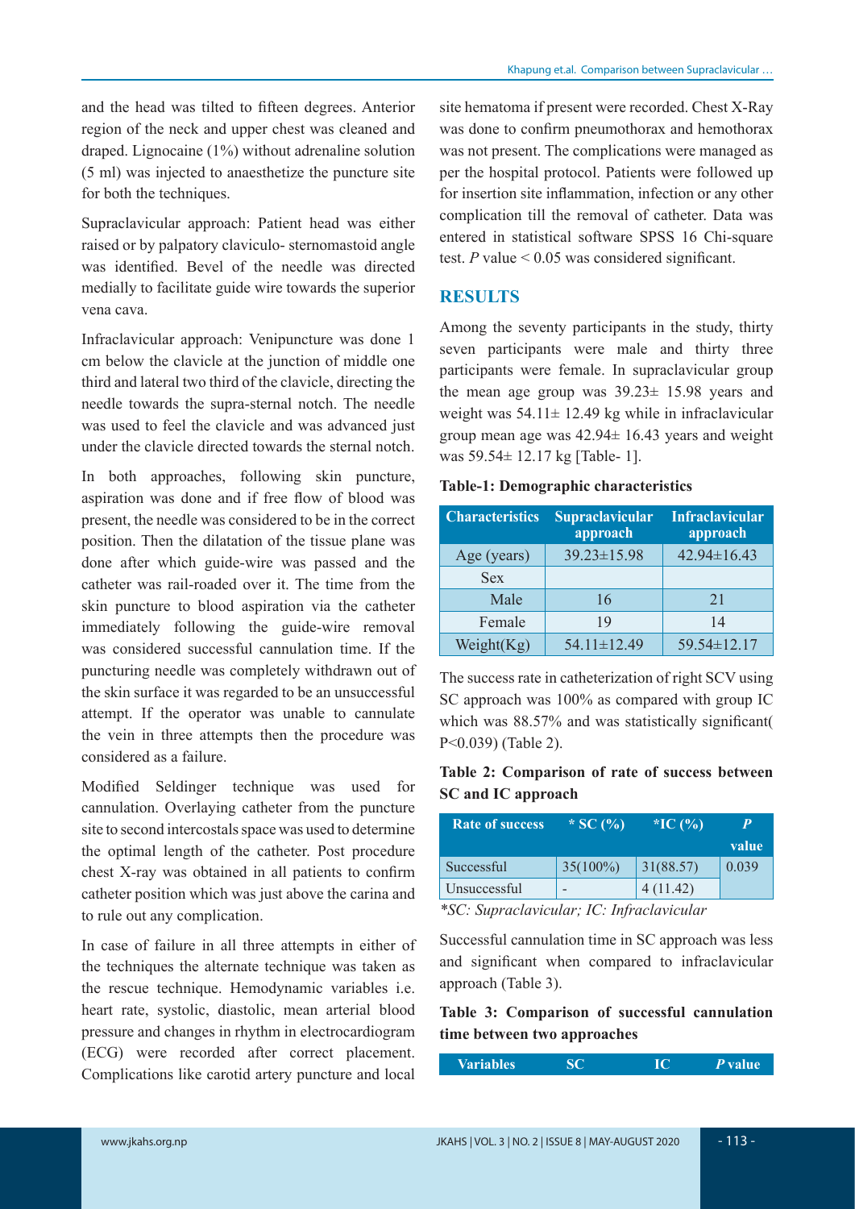and the head was tilted to fifteen degrees. Anterior region of the neck and upper chest was cleaned and draped. Lignocaine (1%) without adrenaline solution (5 ml) was injected to anaesthetize the puncture site for both the techniques.

Supraclavicular approach: Patient head was either raised or by palpatory claviculo- sternomastoid angle was identified. Bevel of the needle was directed medially to facilitate guide wire towards the superior vena cava.

Infraclavicular approach: Venipuncture was done 1 cm below the clavicle at the junction of middle one third and lateral two third of the clavicle, directing the needle towards the supra-sternal notch. The needle was used to feel the clavicle and was advanced just under the clavicle directed towards the sternal notch.

In both approaches, following skin puncture, aspiration was done and if free flow of blood was present, the needle was considered to be in the correct position. Then the dilatation of the tissue plane was done after which guide-wire was passed and the catheter was rail-roaded over it. The time from the skin puncture to blood aspiration via the catheter immediately following the guide-wire removal was considered successful cannulation time. If the puncturing needle was completely withdrawn out of the skin surface it was regarded to be an unsuccessful attempt. If the operator was unable to cannulate the vein in three attempts then the procedure was considered as a failure.

Modified Seldinger technique was used for cannulation. Overlaying catheter from the puncture site to second intercostals space was used to determine the optimal length of the catheter. Post procedure chest X-ray was obtained in all patients to confirm catheter position which was just above the carina and to rule out any complication.

In case of failure in all three attempts in either of the techniques the alternate technique was taken as the rescue technique. Hemodynamic variables i.e. heart rate, systolic, diastolic, mean arterial blood pressure and changes in rhythm in electrocardiogram (ECG) were recorded after correct placement. Complications like carotid artery puncture and local site hematoma if present were recorded. Chest X-Ray was done to confirm pneumothorax and hemothorax was not present. The complications were managed as per the hospital protocol. Patients were followed up for insertion site inflammation, infection or any other complication till the removal of catheter. Data was entered in statistical software SPSS 16 Chi-square test. *P* value < 0.05 was considered significant.

## RESULTS

Among the seventy participants in the study, thirty seven participants were male and thirty three participants were female. In supraclavicular group the mean age group was 39.23± 15.98 years and weight was 54.11± 12.49 kg while in infraclavicular group mean age was 42.94± 16.43 years and weight was 59.54± 12.17 kg [Table- 1].

**Table-1: Demographic characteristics**

| Characteristics | Supraclavicular approach | Infraclavicular approach |
|---|---|---|
| Age (years) | 39.23±15.98 | 42.94±16.43 |
| Sex | | |
| Male | 16 | 21 |
| Female | 19 | 14 |
| Weight(Kg) | 54.11±12.49 | 59.54±12.17 |

The success rate in catheterization of right SCV using SC approach was 100% as compared with group IC which was 88.57% and was statistically significant( P<0.039) (Table 2).

**Table 2: Comparison of rate of success between SC and IC approach**

| Rate of success | * SC (%) | *IC (%) | *P* value |
|---|---|---|---|
| Successful | 35(100%) | 31(88.57) | 0.039 |
| Unsuccessful | - | 4 (11.42) | |

*\*SC: Supraclavicular; IC: Infraclavicular*

Successful cannulation time in SC approach was less and significant when compared to infraclavicular approach (Table 3).

**Table 3: Comparison of successful cannulation time between two approaches**

| Variables | SC | IC | *P* value |
|---|---|---|---|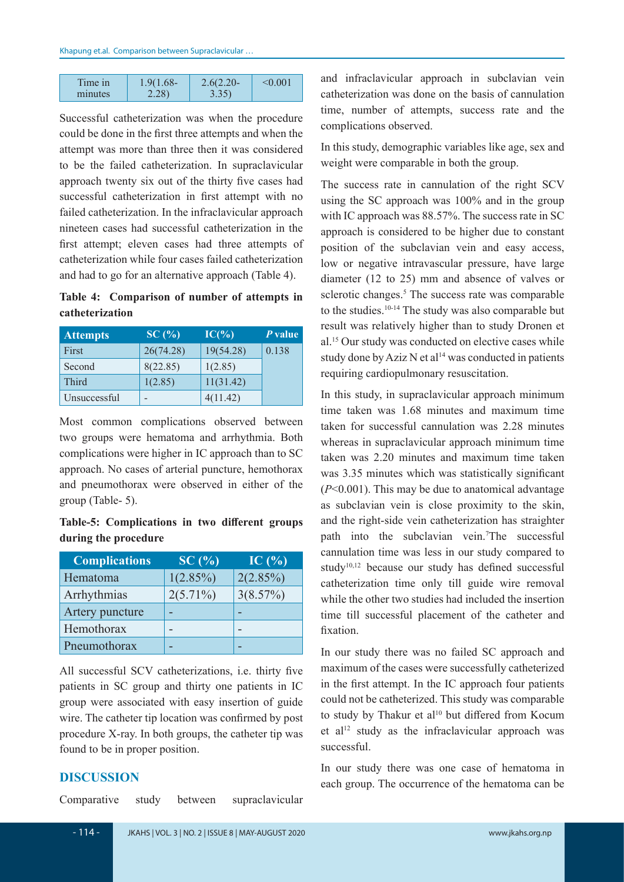| Time in minutes | 1.9(1.68-2.28) | 2.6(2.20-3.35) | <0.001 |
|---|---|---|---|

Successful catheterization was when the procedure could be done in the first three attempts and when the attempt was more than three then it was considered to be the failed catheterization. In supraclavicular approach twenty six out of the thirty five cases had successful catheterization in first attempt with no failed catheterization. In the infraclavicular approach nineteen cases had successful catheterization in the first attempt; eleven cases had three attempts of catheterization while four cases failed catheterization and had to go for an alternative approach (Table 4).

**Table 4: Comparison of number of attempts in catheterization**

| Attempts | SC (%) | IC(%) | *P* value |
|---|---|---|---|
| First | 26(74.28) | 19(54.28) | 0.138 |
| Second | 8(22.85) | 1(2.85) | |
| Third | 1(2.85) | 11(31.42) | |
| Unsuccessful | - | 4(11.42) | |

Most common complications observed between two groups were hematoma and arrhythmia. Both complications were higher in IC approach than to SC approach. No cases of arterial puncture, hemothorax and pneumothorax were observed in either of the group (Table- 5).

**Table-5: Complications in two different groups during the procedure**

| Complications | SC (%) | IC (%) |
|---|---|---|
| Hematoma | 1(2.85%) | 2(2.85%) |
| Arrhythmias | 2(5.71%) | 3(8.57%) |
| Artery puncture | - | - |
| Hemothorax | - | - |
| Pneumothorax | - | - |

All successful SCV catheterizations, i.e. thirty five patients in SC group and thirty one patients in IC group were associated with easy insertion of guide wire. The catheter tip location was confirmed by post procedure X-ray. In both groups, the catheter tip was found to be in proper position.

## DISCUSSION

Comparative study between supraclavicular and infraclavicular approach in subclavian vein catheterization was done on the basis of cannulation time, number of attempts, success rate and the complications observed.

In this study, demographic variables like age, sex and weight were comparable in both the group.

The success rate in cannulation of the right SCV using the SC approach was 100% and in the group with IC approach was 88.57%. The success rate in SC approach is considered to be higher due to constant position of the subclavian vein and easy access, low or negative intravascular pressure, have large diameter (12 to 25) mm and absence of valves or sclerotic changes.[5] The success rate was comparable to the studies.[10-14] The study was also comparable but result was relatively higher than to study Dronen et al.[15] Our study was conducted on elective cases while study done by Aziz N et al[14] was conducted in patients requiring cardiopulmonary resuscitation.

In this study, in supraclavicular approach minimum time taken was 1.68 minutes and maximum time taken for successful cannulation was 2.28 minutes whereas in supraclavicular approach minimum time taken was 2.20 minutes and maximum time taken was 3.35 minutes which was statistically significant ($P$<0.001). This may be due to anatomical advantage as subclavian vein is close proximity to the skin, and the right-side vein catheterization has straighter path into the subclavian vein.[7] The successful cannulation time was less in our study compared to study[10,12] because our study has defined successful catheterization time only till guide wire removal while the other two studies had included the insertion time till successful placement of the catheter and fixation.

In our study there was no failed SC approach and maximum of the cases were successfully catheterized in the first attempt. In the IC approach four patients could not be catheterized. This study was comparable to study by Thakur et al[10] but differed from Kocum et al[12] study as the infraclavicular approach was successful.

In our study there was one case of hematoma in each group. The occurrence of the hematoma can be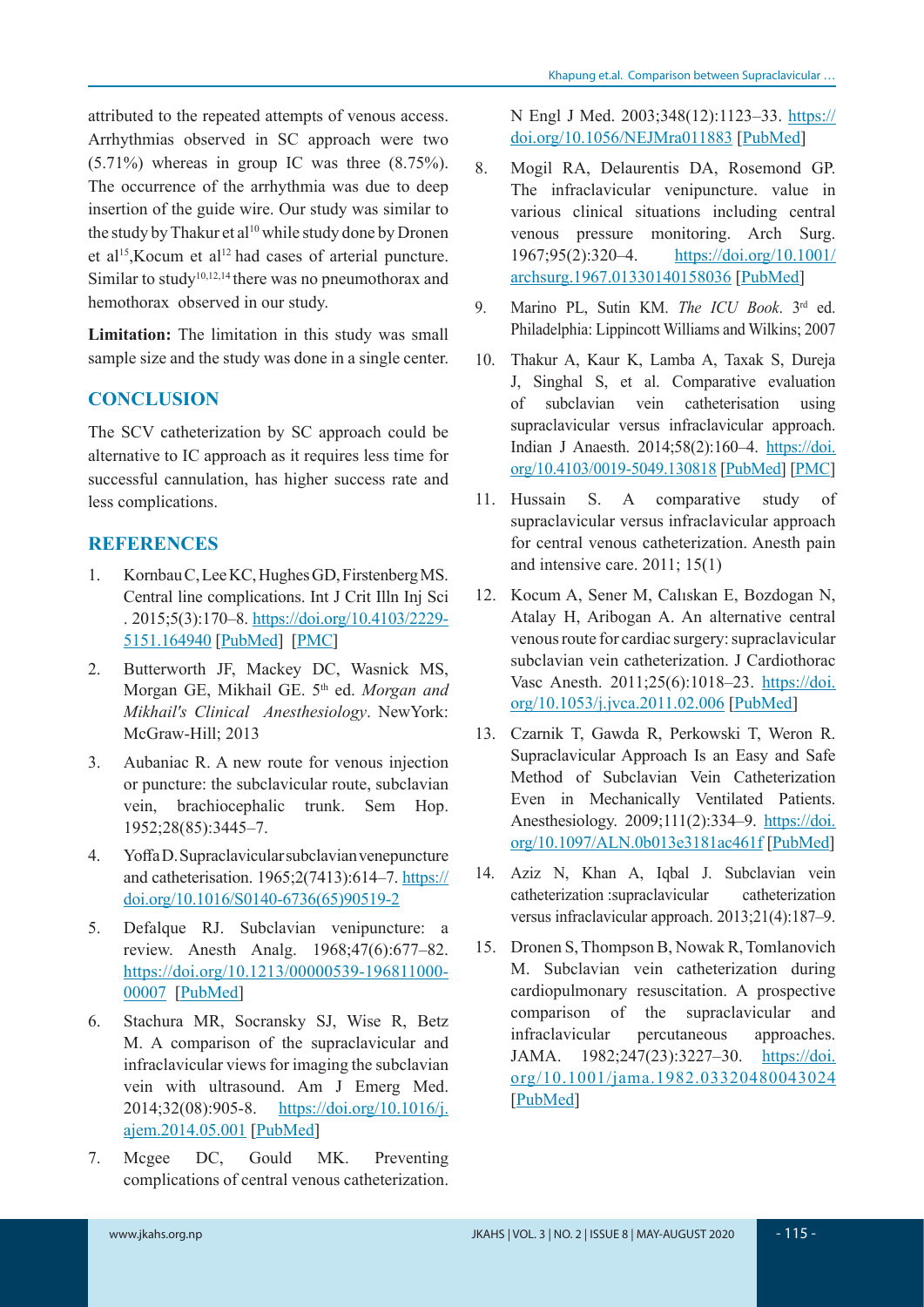attributed to the repeated attempts of venous access. Arrhythmias observed in SC approach were two (5.71%) whereas in group IC was three (8.75%). The occurrence of the arrhythmia was due to deep insertion of the guide wire. Our study was similar to the study by Thakur et al[10] while study done by Dronen et al[15],Kocum et al[12] had cases of arterial puncture. Similar to study[10,12,14] there was no pneumothorax and hemothorax observed in our study.

**Limitation:** The limitation in this study was small sample size and the study was done in a single center.

## CONCLUSION

The SCV catheterization by SC approach could be alternative to IC approach as it requires less time for successful cannulation, has higher success rate and less complications.

## REFERENCES

1. Kornbau C, Lee KC, Hughes GD, Firstenberg MS. Central line complications. Int J Crit Illn Inj Sci . 2015;5(3):170–8. https://doi.org/10.4103/2229-5151.164940 [PubMed] [PMC]
2. Butterworth JF, Mackey DC, Wasnick MS, Morgan GE, Mikhail GE. 5th ed. *Morgan and Mikhail's Clinical Anesthesiology*. NewYork: McGraw-Hill; 2013
3. Aubaniac R. A new route for venous injection or puncture: the subclavicular route, subclavian vein, brachiocephalic trunk. Sem Hop. 1952;28(85):3445–7.
4. Yoffa D. Supraclavicular subclavian venepuncture and catheterisation. 1965;2(7413):614–7. https://doi.org/10.1016/S0140-6736(65)90519-2
5. Defalque RJ. Subclavian venipuncture: a review. Anesth Analg. 1968;47(6):677–82. https://doi.org/10.1213/00000539-196811000-00007 [PubMed]
6. Stachura MR, Socransky SJ, Wise R, Betz M. A comparison of the supraclavicular and infraclavicular views for imaging the subclavian vein with ultrasound. Am J Emerg Med. 2014;32(08):905-8. https://doi.org/10.1016/j.ajem.2014.05.001 [PubMed]
7. Mcgee DC, Gould MK. Preventing complications of central venous catheterization. N Engl J Med. 2003;348(12):1123–33. https://doi.org/10.1056/NEJMra011883 [PubMed]
8. Mogil RA, Delaurentis DA, Rosemond GP. The infraclavicular venipuncture. value in various clinical situations including central venous pressure monitoring. Arch Surg. 1967;95(2):320–4. https://doi.org/10.1001/archsurg.1967.01330140158036 [PubMed]
9. Marino PL, Sutin KM. *The ICU Book*. 3rd ed. Philadelphia: Lippincott Williams and Wilkins; 2007
10. Thakur A, Kaur K, Lamba A, Taxak S, Dureja J, Singhal S, et al. Comparative evaluation of subclavian vein catheterisation using supraclavicular versus infraclavicular approach. Indian J Anaesth. 2014;58(2):160–4. https://doi.org/10.4103/0019-5049.130818 [PubMed] [PMC]
11. Hussain S. A comparative study of supraclavicular versus infraclavicular approach for central venous catheterization. Anesth pain and intensive care. 2011; 15(1)
12. Kocum A, Sener M, Calıskan E, Bozdogan N, Atalay H, Aribogan A. An alternative central venous route for cardiac surgery: supraclavicular subclavian vein catheterization. J Cardiothorac Vasc Anesth. 2011;25(6):1018–23. https://doi.org/10.1053/j.jvca.2011.02.006 [PubMed]
13. Czarnik T, Gawda R, Perkowski T, Weron R. Supraclavicular Approach Is an Easy and Safe Method of Subclavian Vein Catheterization Even in Mechanically Ventilated Patients. Anesthesiology. 2009;111(2):334–9. https://doi.org/10.1097/ALN.0b013e3181ac461f [PubMed]
14. Aziz N, Khan A, Iqbal J. Subclavian vein catheterization :supraclavicular catheterization versus infraclavicular approach. 2013;21(4):187–9.
15. Dronen S, Thompson B, Nowak R, Tomlanovich M. Subclavian vein catheterization during cardiopulmonary resuscitation. A prospective comparison of the supraclavicular and infraclavicular percutaneous approaches. JAMA. 1982;247(23):3227–30. https://doi.org/10.1001/jama.1982.03320480043024 [PubMed]